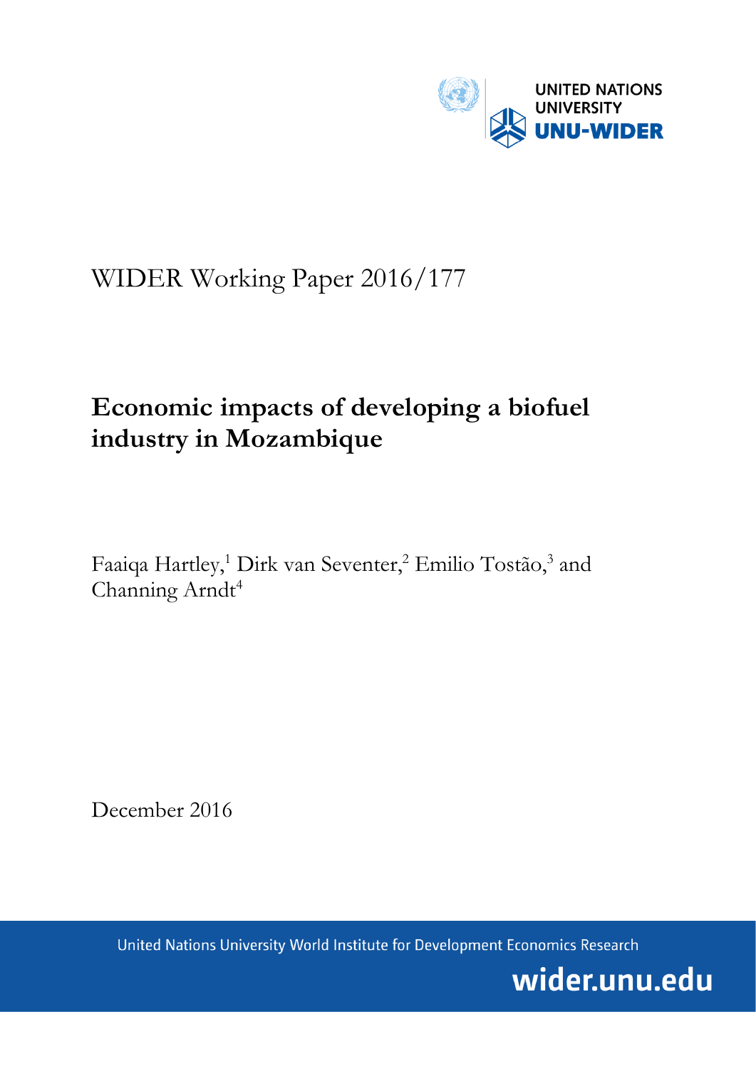UNITED NATIONS UNIVERSITY
UNU-WIDER

WIDER Working Paper 2016/177

# Economic impacts of developing a biofuel industry in Mozambique

Faaiqa Hartley,[1] Dirk van Seventer,[2] Emilio Tostão,[3] and Channing Arndt[4]

December 2016

United Nations University World Institute for Development Economics Research

wider.unu.edu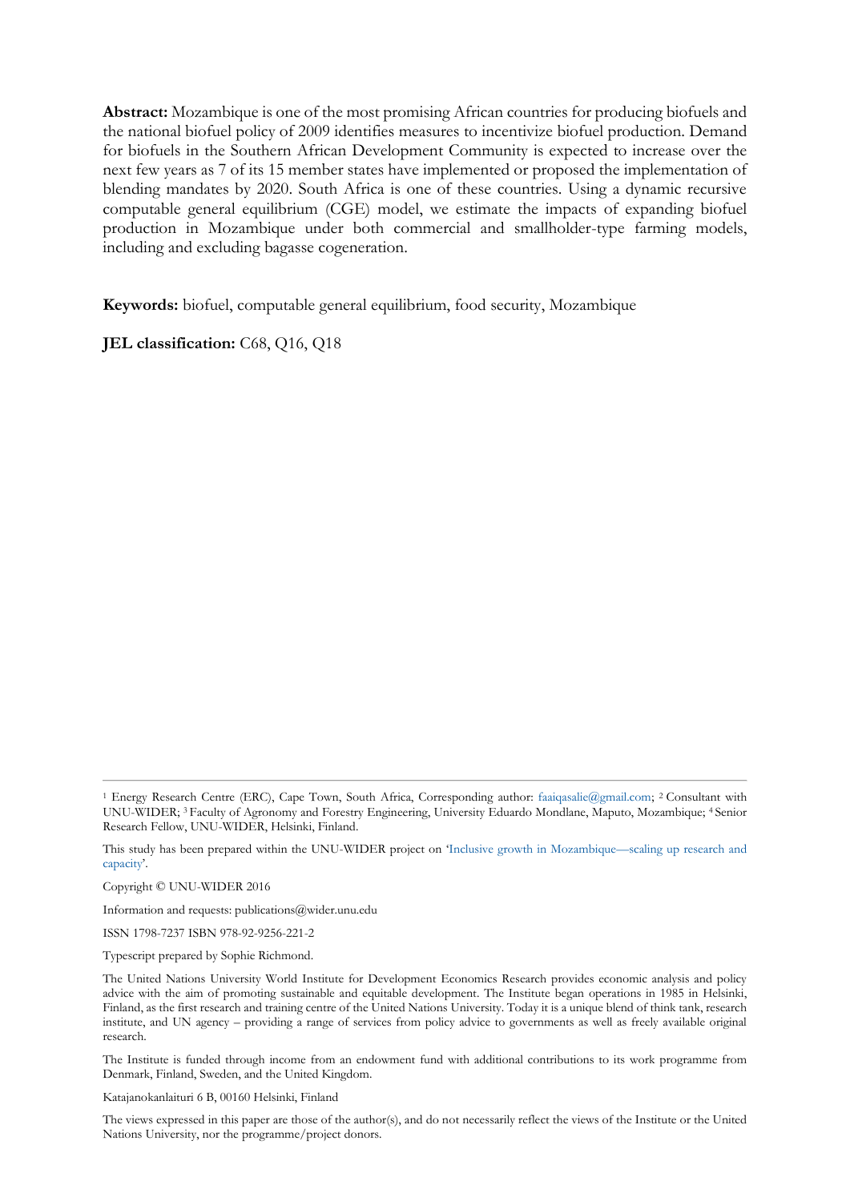**Abstract:** Mozambique is one of the most promising African countries for producing biofuels and the national biofuel policy of 2009 identifies measures to incentivize biofuel production. Demand for biofuels in the Southern African Development Community is expected to increase over the next few years as 7 of its 15 member states have implemented or proposed the implementation of blending mandates by 2020. South Africa is one of these countries. Using a dynamic recursive computable general equilibrium (CGE) model, we estimate the impacts of expanding biofuel production in Mozambique under both commercial and smallholder-type farming models, including and excluding bagasse cogeneration.

**Keywords:** biofuel, computable general equilibrium, food security, Mozambique

**JEL classification:** C68, Q16, Q18

---

[1] Energy Research Centre (ERC), Cape Town, South Africa, Corresponding author: faaiqasalie@gmail.com; [2] Consultant with UNU-WIDER; [3] Faculty of Agronomy and Forestry Engineering, University Eduardo Mondlane, Maputo, Mozambique; [4] Senior Research Fellow, UNU-WIDER, Helsinki, Finland.

This study has been prepared within the UNU-WIDER project on 'Inclusive growth in Mozambique—scaling up research and capacity'.

Copyright © UNU-WIDER 2016

Information and requests: publications@wider.unu.edu

ISSN 1798-7237 ISBN 978-92-9256-221-2

Typescript prepared by Sophie Richmond.

The United Nations University World Institute for Development Economics Research provides economic analysis and policy advice with the aim of promoting sustainable and equitable development. The Institute began operations in 1985 in Helsinki, Finland, as the first research and training centre of the United Nations University. Today it is a unique blend of think tank, research institute, and UN agency – providing a range of services from policy advice to governments as well as freely available original research.

The Institute is funded through income from an endowment fund with additional contributions to its work programme from Denmark, Finland, Sweden, and the United Kingdom.

Katajanokanlaituri 6 B, 00160 Helsinki, Finland

The views expressed in this paper are those of the author(s), and do not necessarily reflect the views of the Institute or the United Nations University, nor the programme/project donors.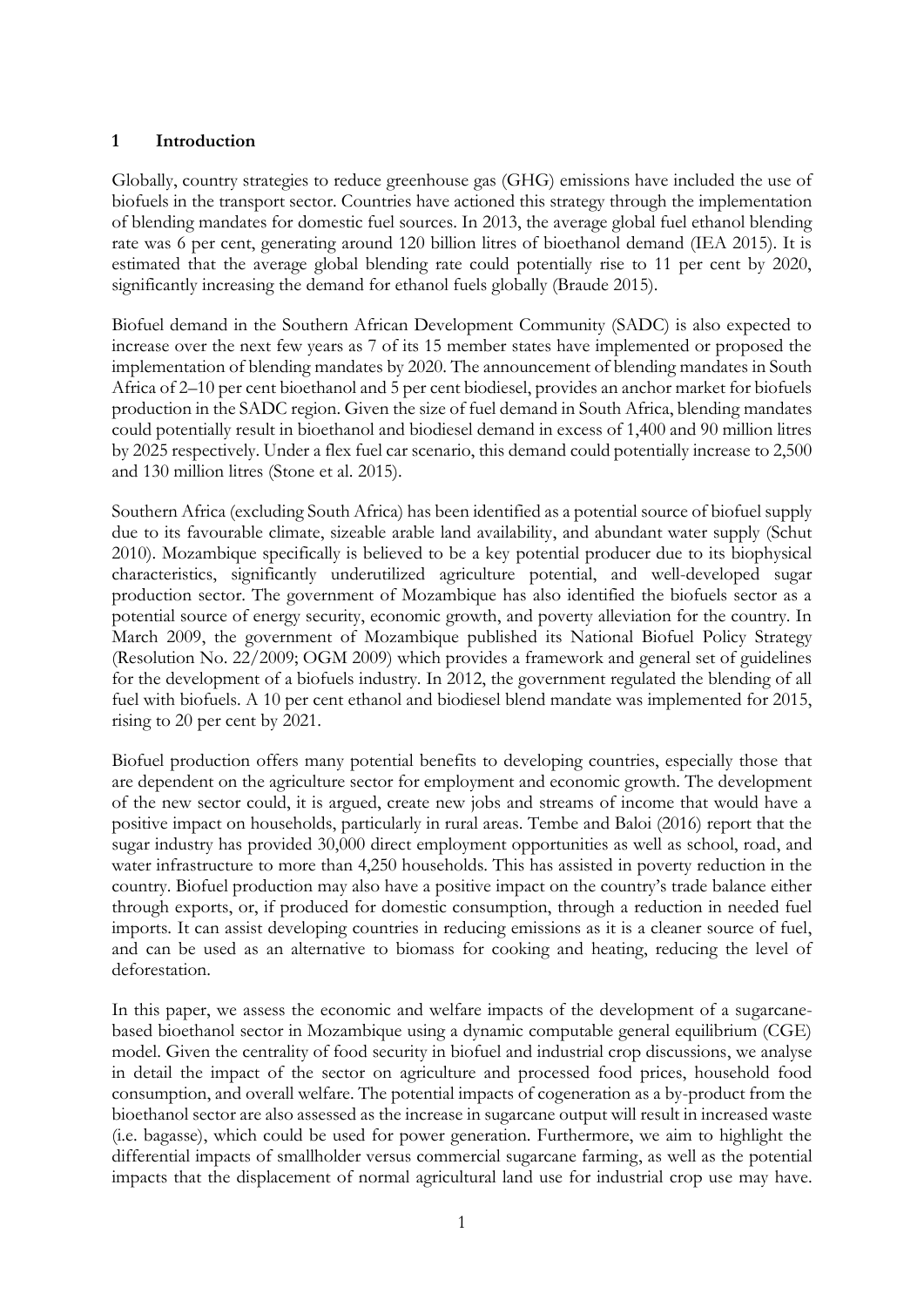## 1 Introduction

Globally, country strategies to reduce greenhouse gas (GHG) emissions have included the use of biofuels in the transport sector. Countries have actioned this strategy through the implementation of blending mandates for domestic fuel sources. In 2013, the average global fuel ethanol blending rate was 6 per cent, generating around 120 billion litres of bioethanol demand (IEA 2015). It is estimated that the average global blending rate could potentially rise to 11 per cent by 2020, significantly increasing the demand for ethanol fuels globally (Braude 2015).

Biofuel demand in the Southern African Development Community (SADC) is also expected to increase over the next few years as 7 of its 15 member states have implemented or proposed the implementation of blending mandates by 2020. The announcement of blending mandates in South Africa of 2–10 per cent bioethanol and 5 per cent biodiesel, provides an anchor market for biofuels production in the SADC region. Given the size of fuel demand in South Africa, blending mandates could potentially result in bioethanol and biodiesel demand in excess of 1,400 and 90 million litres by 2025 respectively. Under a flex fuel car scenario, this demand could potentially increase to 2,500 and 130 million litres (Stone et al. 2015).

Southern Africa (excluding South Africa) has been identified as a potential source of biofuel supply due to its favourable climate, sizeable arable land availability, and abundant water supply (Schut 2010). Mozambique specifically is believed to be a key potential producer due to its biophysical characteristics, significantly underutilized agriculture potential, and well-developed sugar production sector. The government of Mozambique has also identified the biofuels sector as a potential source of energy security, economic growth, and poverty alleviation for the country. In March 2009, the government of Mozambique published its National Biofuel Policy Strategy (Resolution No. 22/2009; OGM 2009) which provides a framework and general set of guidelines for the development of a biofuels industry. In 2012, the government regulated the blending of all fuel with biofuels. A 10 per cent ethanol and biodiesel blend mandate was implemented for 2015, rising to 20 per cent by 2021.

Biofuel production offers many potential benefits to developing countries, especially those that are dependent on the agriculture sector for employment and economic growth. The development of the new sector could, it is argued, create new jobs and streams of income that would have a positive impact on households, particularly in rural areas. Tembe and Baloi (2016) report that the sugar industry has provided 30,000 direct employment opportunities as well as school, road, and water infrastructure to more than 4,250 households. This has assisted in poverty reduction in the country. Biofuel production may also have a positive impact on the country's trade balance either through exports, or, if produced for domestic consumption, through a reduction in needed fuel imports. It can assist developing countries in reducing emissions as it is a cleaner source of fuel, and can be used as an alternative to biomass for cooking and heating, reducing the level of deforestation.

In this paper, we assess the economic and welfare impacts of the development of a sugarcane-based bioethanol sector in Mozambique using a dynamic computable general equilibrium (CGE) model. Given the centrality of food security in biofuel and industrial crop discussions, we analyse in detail the impact of the sector on agriculture and processed food prices, household food consumption, and overall welfare. The potential impacts of cogeneration as a by-product from the bioethanol sector are also assessed as the increase in sugarcane output will result in increased waste (i.e. bagasse), which could be used for power generation. Furthermore, we aim to highlight the differential impacts of smallholder versus commercial sugarcane farming, as well as the potential impacts that the displacement of normal agricultural land use for industrial crop use may have.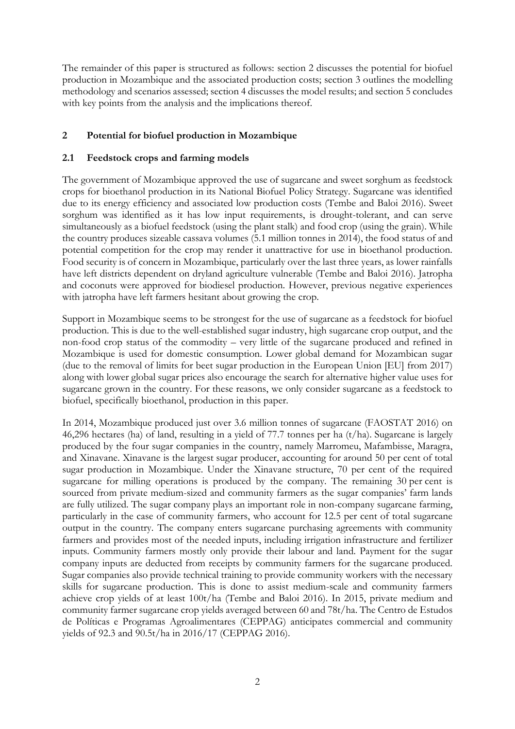The remainder of this paper is structured as follows: section 2 discusses the potential for biofuel production in Mozambique and the associated production costs; section 3 outlines the modelling methodology and scenarios assessed; section 4 discusses the model results; and section 5 concludes with key points from the analysis and the implications thereof.

## 2 Potential for biofuel production in Mozambique

### 2.1 Feedstock crops and farming models

The government of Mozambique approved the use of sugarcane and sweet sorghum as feedstock crops for bioethanol production in its National Biofuel Policy Strategy. Sugarcane was identified due to its energy efficiency and associated low production costs (Tembe and Baloi 2016). Sweet sorghum was identified as it has low input requirements, is drought-tolerant, and can serve simultaneously as a biofuel feedstock (using the plant stalk) and food crop (using the grain). While the country produces sizeable cassava volumes (5.1 million tonnes in 2014), the food status of and potential competition for the crop may render it unattractive for use in bioethanol production. Food security is of concern in Mozambique, particularly over the last three years, as lower rainfalls have left districts dependent on dryland agriculture vulnerable (Tembe and Baloi 2016). Jatropha and coconuts were approved for biodiesel production. However, previous negative experiences with jatropha have left farmers hesitant about growing the crop.

Support in Mozambique seems to be strongest for the use of sugarcane as a feedstock for biofuel production. This is due to the well-established sugar industry, high sugarcane crop output, and the non-food crop status of the commodity – very little of the sugarcane produced and refined in Mozambique is used for domestic consumption. Lower global demand for Mozambican sugar (due to the removal of limits for beet sugar production in the European Union [EU] from 2017) along with lower global sugar prices also encourage the search for alternative higher value uses for sugarcane grown in the country. For these reasons, we only consider sugarcane as a feedstock to biofuel, specifically bioethanol, production in this paper.

In 2014, Mozambique produced just over 3.6 million tonnes of sugarcane (FAOSTAT 2016) on 46,296 hectares (ha) of land, resulting in a yield of 77.7 tonnes per ha (t/ha). Sugarcane is largely produced by the four sugar companies in the country, namely Marromeu, Mafambisse, Maragra, and Xinavane. Xinavane is the largest sugar producer, accounting for around 50 per cent of total sugar production in Mozambique. Under the Xinavane structure, 70 per cent of the required sugarcane for milling operations is produced by the company. The remaining 30 per cent is sourced from private medium-sized and community farmers as the sugar companies' farm lands are fully utilized. The sugar company plays an important role in non-company sugarcane farming, particularly in the case of community farmers, who account for 12.5 per cent of total sugarcane output in the country. The company enters sugarcane purchasing agreements with community farmers and provides most of the needed inputs, including irrigation infrastructure and fertilizer inputs. Community farmers mostly only provide their labour and land. Payment for the sugar company inputs are deducted from receipts by community farmers for the sugarcane produced. Sugar companies also provide technical training to provide community workers with the necessary skills for sugarcane production. This is done to assist medium-scale and community farmers achieve crop yields of at least 100t/ha (Tembe and Baloi 2016). In 2015, private medium and community farmer sugarcane crop yields averaged between 60 and 78t/ha. The Centro de Estudos de Políticas e Programas Agroalimentares (CEPPAG) anticipates commercial and community yields of 92.3 and 90.5t/ha in 2016/17 (CEPPAG 2016).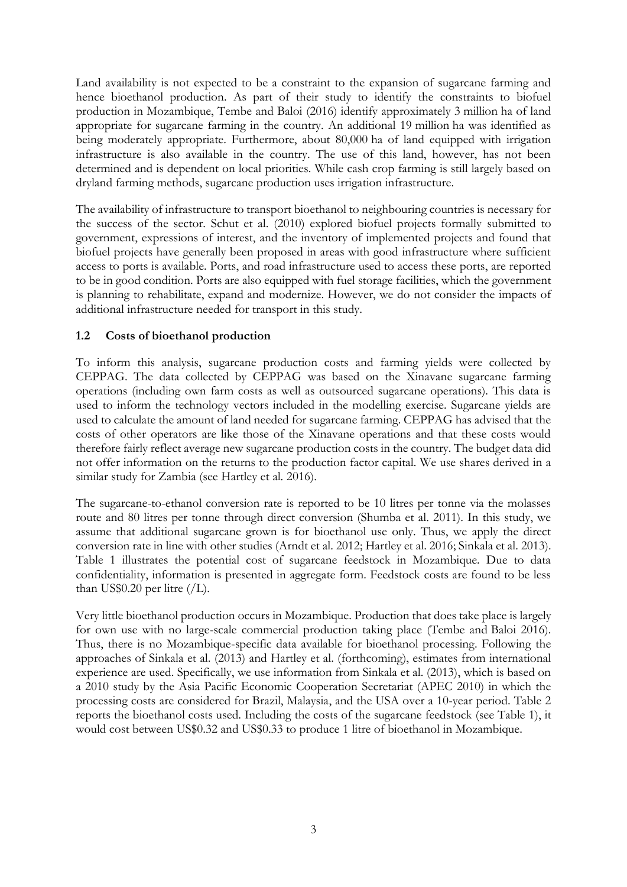Land availability is not expected to be a constraint to the expansion of sugarcane farming and hence bioethanol production. As part of their study to identify the constraints to biofuel production in Mozambique, Tembe and Baloi (2016) identify approximately 3 million ha of land appropriate for sugarcane farming in the country. An additional 19 million ha was identified as being moderately appropriate. Furthermore, about 80,000 ha of land equipped with irrigation infrastructure is also available in the country. The use of this land, however, has not been determined and is dependent on local priorities. While cash crop farming is still largely based on dryland farming methods, sugarcane production uses irrigation infrastructure.

The availability of infrastructure to transport bioethanol to neighbouring countries is necessary for the success of the sector. Schut et al. (2010) explored biofuel projects formally submitted to government, expressions of interest, and the inventory of implemented projects and found that biofuel projects have generally been proposed in areas with good infrastructure where sufficient access to ports is available. Ports, and road infrastructure used to access these ports, are reported to be in good condition. Ports are also equipped with fuel storage facilities, which the government is planning to rehabilitate, expand and modernize. However, we do not consider the impacts of additional infrastructure needed for transport in this study.

### 1.2 Costs of bioethanol production

To inform this analysis, sugarcane production costs and farming yields were collected by CEPPAG. The data collected by CEPPAG was based on the Xinavane sugarcane farming operations (including own farm costs as well as outsourced sugarcane operations). This data is used to inform the technology vectors included in the modelling exercise. Sugarcane yields are used to calculate the amount of land needed for sugarcane farming. CEPPAG has advised that the costs of other operators are like those of the Xinavane operations and that these costs would therefore fairly reflect average new sugarcane production costs in the country. The budget data did not offer information on the returns to the production factor capital. We use shares derived in a similar study for Zambia (see Hartley et al. 2016).

The sugarcane-to-ethanol conversion rate is reported to be 10 litres per tonne via the molasses route and 80 litres per tonne through direct conversion (Shumba et al. 2011). In this study, we assume that additional sugarcane grown is for bioethanol use only. Thus, we apply the direct conversion rate in line with other studies (Arndt et al. 2012; Hartley et al. 2016; Sinkala et al. 2013). Table 1 illustrates the potential cost of sugarcane feedstock in Mozambique. Due to data confidentiality, information is presented in aggregate form. Feedstock costs are found to be less than US$0.20 per litre (/L).

Very little bioethanol production occurs in Mozambique. Production that does take place is largely for own use with no large-scale commercial production taking place (Tembe and Baloi 2016). Thus, there is no Mozambique-specific data available for bioethanol processing. Following the approaches of Sinkala et al. (2013) and Hartley et al. (forthcoming), estimates from international experience are used. Specifically, we use information from Sinkala et al. (2013), which is based on a 2010 study by the Asia Pacific Economic Cooperation Secretariat (APEC 2010) in which the processing costs are considered for Brazil, Malaysia, and the USA over a 10-year period. Table 2 reports the bioethanol costs used. Including the costs of the sugarcane feedstock (see Table 1), it would cost between US$0.32 and US$0.33 to produce 1 litre of bioethanol in Mozambique.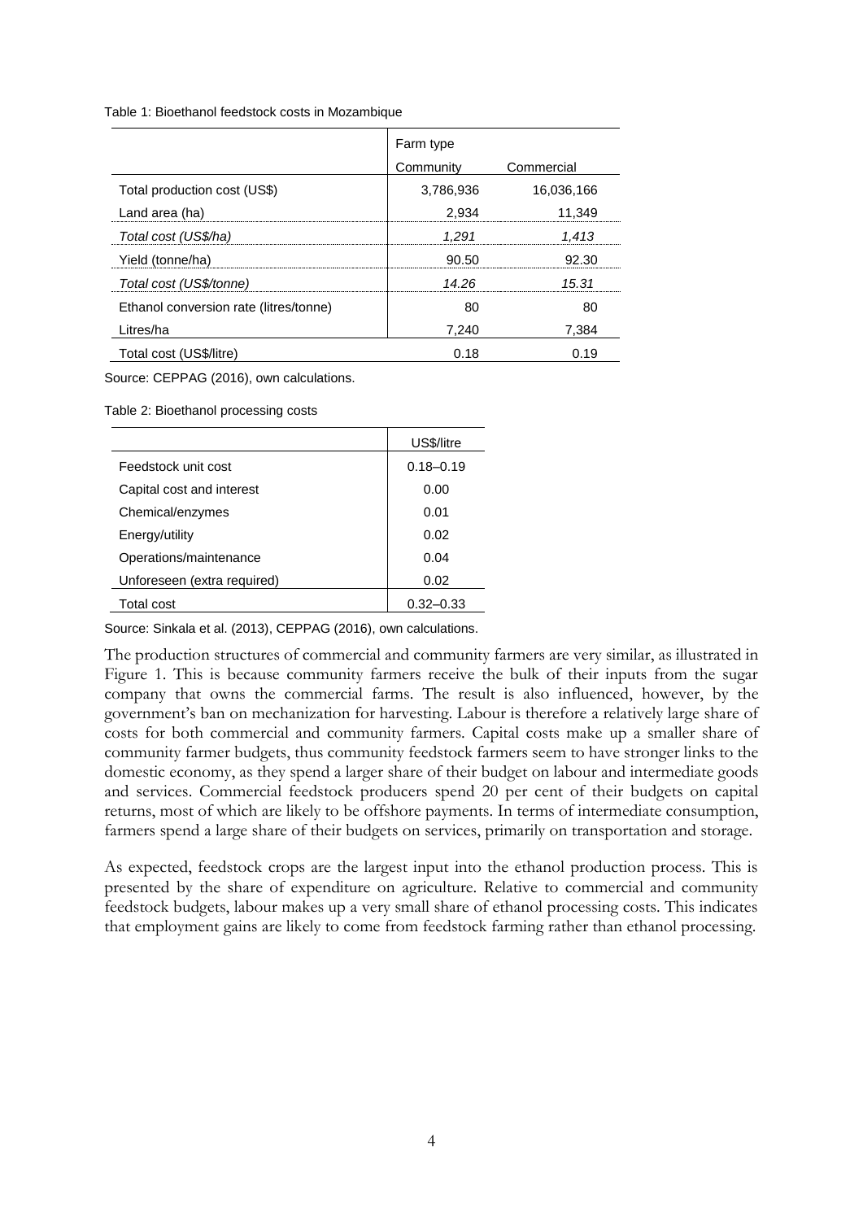Table 1: Bioethanol feedstock costs in Mozambique

| | Farm type | |
|---|---|---|
| | Community | Commercial |
| Total production cost (US$) | 3,786,936 | 16,036,166 |
| Land area (ha) | 2,934 | 11,349 |
| *Total cost (US$/ha)* | *1,291* | *1,413* |
| Yield (tonne/ha) | 90.50 | 92.30 |
| *Total cost (US$/tonne)* | *14.26* | *15.31* |
| Ethanol conversion rate (litres/tonne) | 80 | 80 |
| Litres/ha | 7,240 | 7,384 |
| Total cost (US$/litre) | 0.18 | 0.19 |

Source: CEPPAG (2016), own calculations.

Table 2: Bioethanol processing costs

| | US$/litre |
|---|---|
| Feedstock unit cost | 0.18–0.19 |
| Capital cost and interest | 0.00 |
| Chemical/enzymes | 0.01 |
| Energy/utility | 0.02 |
| Operations/maintenance | 0.04 |
| Unforeseen (extra required) | 0.02 |
| Total cost | 0.32–0.33 |

Source: Sinkala et al. (2013), CEPPAG (2016), own calculations.

The production structures of commercial and community farmers are very similar, as illustrated in Figure 1. This is because community farmers receive the bulk of their inputs from the sugar company that owns the commercial farms. The result is also influenced, however, by the government's ban on mechanization for harvesting. Labour is therefore a relatively large share of costs for both commercial and community farmers. Capital costs make up a smaller share of community farmer budgets, thus community feedstock farmers seem to have stronger links to the domestic economy, as they spend a larger share of their budget on labour and intermediate goods and services. Commercial feedstock producers spend 20 per cent of their budgets on capital returns, most of which are likely to be offshore payments. In terms of intermediate consumption, farmers spend a large share of their budgets on services, primarily on transportation and storage.

As expected, feedstock crops are the largest input into the ethanol production process. This is presented by the share of expenditure on agriculture. Relative to commercial and community feedstock budgets, labour makes up a very small share of ethanol processing costs. This indicates that employment gains are likely to come from feedstock farming rather than ethanol processing.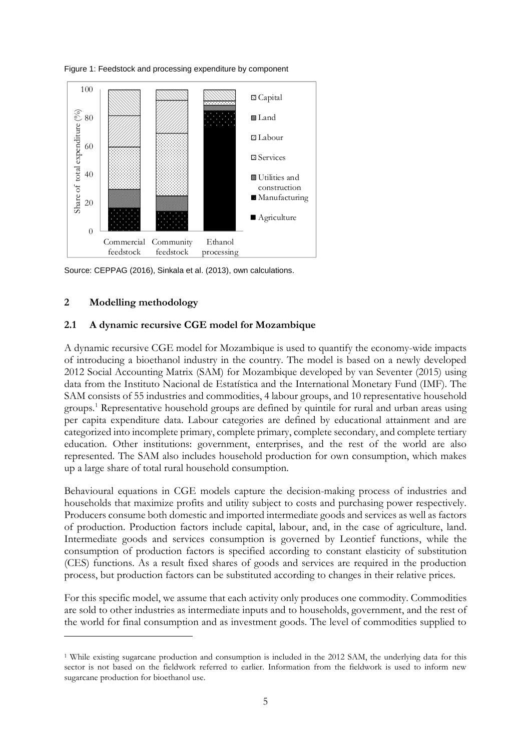Figure 1: Feedstock and processing expenditure by component

Source: CEPPAG (2016), Sinkala et al. (2013), own calculations.

## 2 Modelling methodology

### 2.1 A dynamic recursive CGE model for Mozambique

A dynamic recursive CGE model for Mozambique is used to quantify the economy-wide impacts of introducing a bioethanol industry in the country. The model is based on a newly developed 2012 Social Accounting Matrix (SAM) for Mozambique developed by van Seventer (2015) using data from the Instituto Nacional de Estatística and the International Monetary Fund (IMF). The SAM consists of 55 industries and commodities, 4 labour groups, and 10 representative household groups.[1] Representative household groups are defined by quintile for rural and urban areas using per capita expenditure data. Labour categories are defined by educational attainment and are categorized into incomplete primary, complete primary, complete secondary, and complete tertiary education. Other institutions: government, enterprises, and the rest of the world are also represented. The SAM also includes household production for own consumption, which makes up a large share of total rural household consumption.

Behavioural equations in CGE models capture the decision-making process of industries and households that maximize profits and utility subject to costs and purchasing power respectively. Producers consume both domestic and imported intermediate goods and services as well as factors of production. Production factors include capital, labour, and, in the case of agriculture, land. Intermediate goods and services consumption is governed by Leontief functions, while the consumption of production factors is specified according to constant elasticity of substitution (CES) functions. As a result fixed shares of goods and services are required in the production process, but production factors can be substituted according to changes in their relative prices.

For this specific model, we assume that each activity only produces one commodity. Commodities are sold to other industries as intermediate inputs and to households, government, and the rest of the world for final consumption and as investment goods. The level of commodities supplied to

[1] While existing sugarcane production and consumption is included in the 2012 SAM, the underlying data for this sector is not based on the fieldwork referred to earlier. Information from the fieldwork is used to inform new sugarcane production for bioethanol use.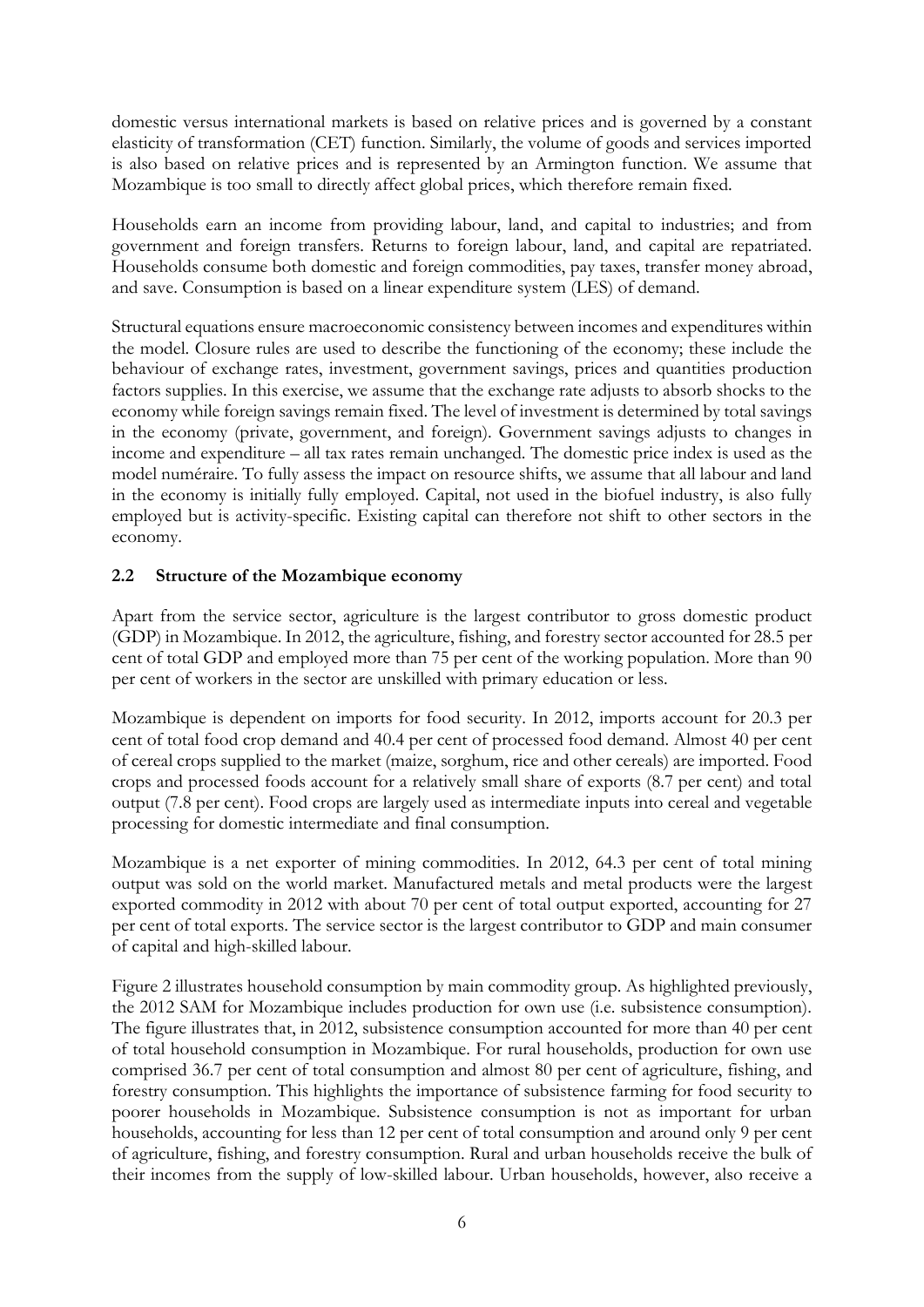domestic versus international markets is based on relative prices and is governed by a constant elasticity of transformation (CET) function. Similarly, the volume of goods and services imported is also based on relative prices and is represented by an Armington function. We assume that Mozambique is too small to directly affect global prices, which therefore remain fixed.

Households earn an income from providing labour, land, and capital to industries; and from government and foreign transfers. Returns to foreign labour, land, and capital are repatriated. Households consume both domestic and foreign commodities, pay taxes, transfer money abroad, and save. Consumption is based on a linear expenditure system (LES) of demand.

Structural equations ensure macroeconomic consistency between incomes and expenditures within the model. Closure rules are used to describe the functioning of the economy; these include the behaviour of exchange rates, investment, government savings, prices and quantities production factors supplies. In this exercise, we assume that the exchange rate adjusts to absorb shocks to the economy while foreign savings remain fixed. The level of investment is determined by total savings in the economy (private, government, and foreign). Government savings adjusts to changes in income and expenditure – all tax rates remain unchanged. The domestic price index is used as the model numéraire. To fully assess the impact on resource shifts, we assume that all labour and land in the economy is initially fully employed. Capital, not used in the biofuel industry, is also fully employed but is activity-specific. Existing capital can therefore not shift to other sectors in the economy.

## 2.2 Structure of the Mozambique economy

Apart from the service sector, agriculture is the largest contributor to gross domestic product (GDP) in Mozambique. In 2012, the agriculture, fishing, and forestry sector accounted for 28.5 per cent of total GDP and employed more than 75 per cent of the working population. More than 90 per cent of workers in the sector are unskilled with primary education or less.

Mozambique is dependent on imports for food security. In 2012, imports account for 20.3 per cent of total food crop demand and 40.4 per cent of processed food demand. Almost 40 per cent of cereal crops supplied to the market (maize, sorghum, rice and other cereals) are imported. Food crops and processed foods account for a relatively small share of exports (8.7 per cent) and total output (7.8 per cent). Food crops are largely used as intermediate inputs into cereal and vegetable processing for domestic intermediate and final consumption.

Mozambique is a net exporter of mining commodities. In 2012, 64.3 per cent of total mining output was sold on the world market. Manufactured metals and metal products were the largest exported commodity in 2012 with about 70 per cent of total output exported, accounting for 27 per cent of total exports. The service sector is the largest contributor to GDP and main consumer of capital and high-skilled labour.

Figure 2 illustrates household consumption by main commodity group. As highlighted previously, the 2012 SAM for Mozambique includes production for own use (i.e. subsistence consumption). The figure illustrates that, in 2012, subsistence consumption accounted for more than 40 per cent of total household consumption in Mozambique. For rural households, production for own use comprised 36.7 per cent of total consumption and almost 80 per cent of agriculture, fishing, and forestry consumption. This highlights the importance of subsistence farming for food security to poorer households in Mozambique. Subsistence consumption is not as important for urban households, accounting for less than 12 per cent of total consumption and around only 9 per cent of agriculture, fishing, and forestry consumption. Rural and urban households receive the bulk of their incomes from the supply of low-skilled labour. Urban households, however, also receive a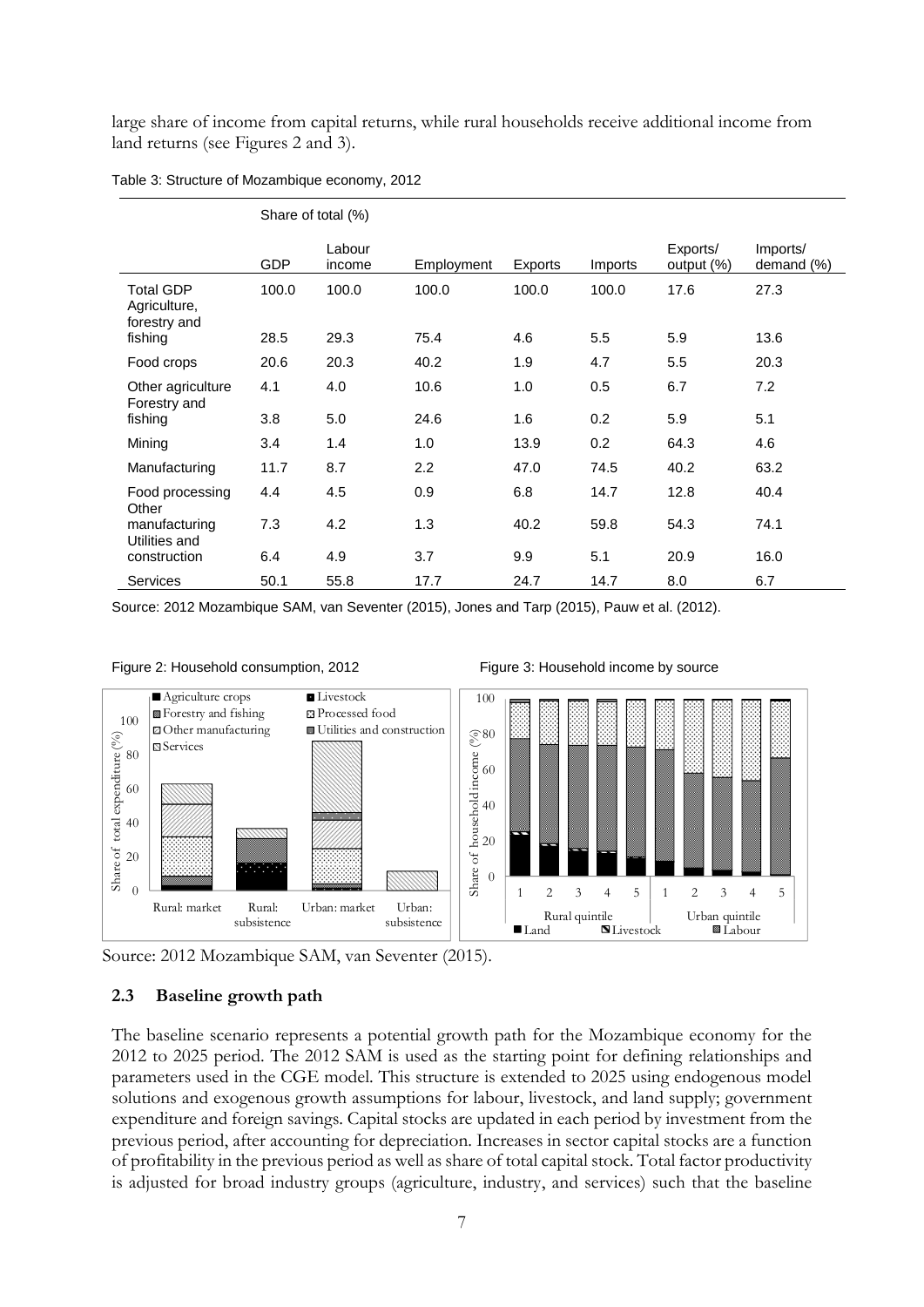large share of income from capital returns, while rural households receive additional income from land returns (see Figures 2 and 3).

Table 3: Structure of Mozambique economy, 2012

| | Share of total (%) | | | | | | |
|---|---|---|---|---|---|---|---|
| | GDP | Labour income | Employment | Exports | Imports | Exports/ output (%) | Imports/ demand (%) |
| Total GDP | 100.0 | 100.0 | 100.0 | 100.0 | 100.0 | 17.6 | 27.3 |
| Agriculture, forestry and fishing | 28.5 | 29.3 | 75.4 | 4.6 | 5.5 | 5.9 | 13.6 |
| Food crops | 20.6 | 20.3 | 40.2 | 1.9 | 4.7 | 5.5 | 20.3 |
| Other agriculture | 4.1 | 4.0 | 10.6 | 1.0 | 0.5 | 6.7 | 7.2 |
| Forestry and fishing | 3.8 | 5.0 | 24.6 | 1.6 | 0.2 | 5.9 | 5.1 |
| Mining | 3.4 | 1.4 | 1.0 | 13.9 | 0.2 | 64.3 | 4.6 |
| Manufacturing | 11.7 | 8.7 | 2.2 | 47.0 | 74.5 | 40.2 | 63.2 |
| Food processing | 4.4 | 4.5 | 0.9 | 6.8 | 14.7 | 12.8 | 40.4 |
| Other manufacturing | 7.3 | 4.2 | 1.3 | 40.2 | 59.8 | 54.3 | 74.1 |
| Utilities and construction | 6.4 | 4.9 | 3.7 | 9.9 | 5.1 | 20.9 | 16.0 |
| Services | 50.1 | 55.8 | 17.7 | 24.7 | 14.7 | 8.0 | 6.7 |

Source: 2012 Mozambique SAM, van Seventer (2015), Jones and Tarp (2015), Pauw et al. (2012).

Figure 2: Household consumption, 2012

Figure 3: Household income by source

Source: 2012 Mozambique SAM, van Seventer (2015).

### 2.3 Baseline growth path

The baseline scenario represents a potential growth path for the Mozambique economy for the 2012 to 2025 period. The 2012 SAM is used as the starting point for defining relationships and parameters used in the CGE model. This structure is extended to 2025 using endogenous model solutions and exogenous growth assumptions for labour, livestock, and land supply; government expenditure and foreign savings. Capital stocks are updated in each period by investment from the previous period, after accounting for depreciation. Increases in sector capital stocks are a function of profitability in the previous period as well as share of total capital stock. Total factor productivity is adjusted for broad industry groups (agriculture, industry, and services) such that the baseline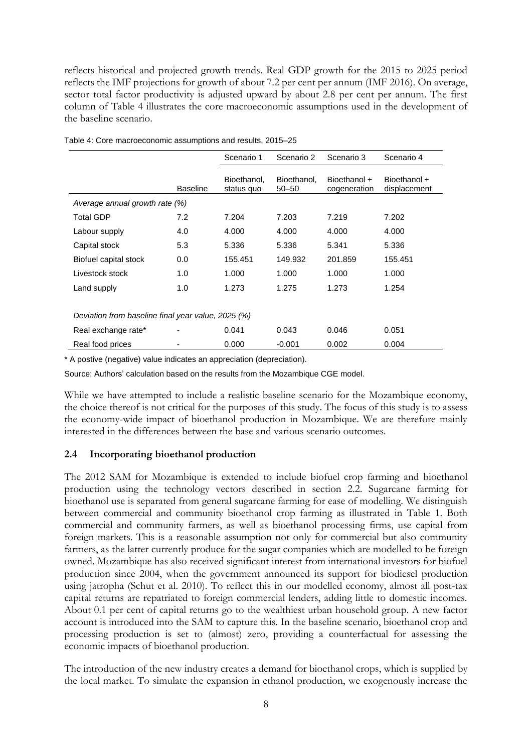reflects historical and projected growth trends. Real GDP growth for the 2015 to 2025 period reflects the IMF projections for growth of about 7.2 per cent per annum (IMF 2016). On average, sector total factor productivity is adjusted upward by about 2.8 per cent per annum. The first column of Table 4 illustrates the core macroeconomic assumptions used in the development of the baseline scenario.

Table 4: Core macroeconomic assumptions and results, 2015–25

| | | Scenario 1 | Scenario 2 | Scenario 3 | Scenario 4 |
|---|---|---|---|---|---|
| | Baseline | Bioethanol, status quo | Bioethanol, 50–50 | Bioethanol + cogeneration | Bioethanol + displacement |
| *Average annual growth rate (%)* | | | | | |
| Total GDP | 7.2 | 7.204 | 7.203 | 7.219 | 7.202 |
| Labour supply | 4.0 | 4.000 | 4.000 | 4.000 | 4.000 |
| Capital stock | 5.3 | 5.336 | 5.336 | 5.341 | 5.336 |
| Biofuel capital stock | 0.0 | 155.451 | 149.932 | 201.859 | 155.451 |
| Livestock stock | 1.0 | 1.000 | 1.000 | 1.000 | 1.000 |
| Land supply | 1.0 | 1.273 | 1.275 | 1.273 | 1.254 |
| *Deviation from baseline final year value, 2025 (%)* | | | | | |
| Real exchange rate* | - | 0.041 | 0.043 | 0.046 | 0.051 |
| Real food prices | - | 0.000 | -0.001 | 0.002 | 0.004 |

* A postive (negative) value indicates an appreciation (depreciation).

Source: Authors' calculation based on the results from the Mozambique CGE model.

While we have attempted to include a realistic baseline scenario for the Mozambique economy, the choice thereof is not critical for the purposes of this study. The focus of this study is to assess the economy-wide impact of bioethanol production in Mozambique. We are therefore mainly interested in the differences between the base and various scenario outcomes.

### 2.4 Incorporating bioethanol production

The 2012 SAM for Mozambique is extended to include biofuel crop farming and bioethanol production using the technology vectors described in section 2.2. Sugarcane farming for bioethanol use is separated from general sugarcane farming for ease of modelling. We distinguish between commercial and community bioethanol crop farming as illustrated in Table 1. Both commercial and community farmers, as well as bioethanol processing firms, use capital from foreign markets. This is a reasonable assumption not only for commercial but also community farmers, as the latter currently produce for the sugar companies which are modelled to be foreign owned. Mozambique has also received significant interest from international investors for biofuel production since 2004, when the government announced its support for biodiesel production using jatropha (Schut et al. 2010). To reflect this in our modelled economy, almost all post-tax capital returns are repatriated to foreign commercial lenders, adding little to domestic incomes. About 0.1 per cent of capital returns go to the wealthiest urban household group. A new factor account is introduced into the SAM to capture this. In the baseline scenario, bioethanol crop and processing production is set to (almost) zero, providing a counterfactual for assessing the economic impacts of bioethanol production.

The introduction of the new industry creates a demand for bioethanol crops, which is supplied by the local market. To simulate the expansion in ethanol production, we exogenously increase the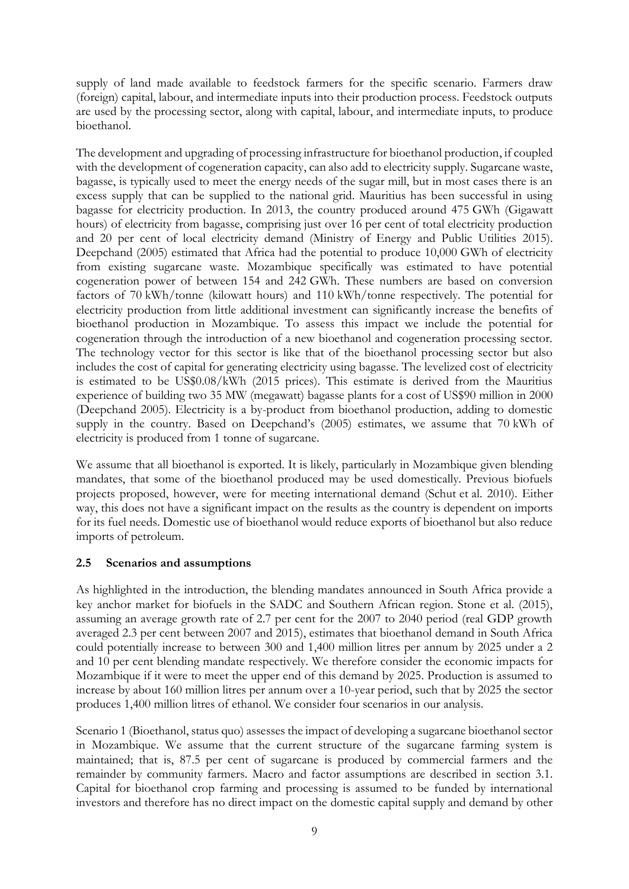supply of land made available to feedstock farmers for the specific scenario. Farmers draw (foreign) capital, labour, and intermediate inputs into their production process. Feedstock outputs are used by the processing sector, along with capital, labour, and intermediate inputs, to produce bioethanol.

The development and upgrading of processing infrastructure for bioethanol production, if coupled with the development of cogeneration capacity, can also add to electricity supply. Sugarcane waste, bagasse, is typically used to meet the energy needs of the sugar mill, but in most cases there is an excess supply that can be supplied to the national grid. Mauritius has been successful in using bagasse for electricity production. In 2013, the country produced around 475 GWh (Gigawatt hours) of electricity from bagasse, comprising just over 16 per cent of total electricity production and 20 per cent of local electricity demand (Ministry of Energy and Public Utilities 2015). Deepchand (2005) estimated that Africa had the potential to produce 10,000 GWh of electricity from existing sugarcane waste. Mozambique specifically was estimated to have potential cogeneration power of between 154 and 242 GWh. These numbers are based on conversion factors of 70 kWh/tonne (kilowatt hours) and 110 kWh/tonne respectively. The potential for electricity production from little additional investment can significantly increase the benefits of bioethanol production in Mozambique. To assess this impact we include the potential for cogeneration through the introduction of a new bioethanol and cogeneration processing sector. The technology vector for this sector is like that of the bioethanol processing sector but also includes the cost of capital for generating electricity using bagasse. The levelized cost of electricity is estimated to be US$0.08/kWh (2015 prices). This estimate is derived from the Mauritius experience of building two 35 MW (megawatt) bagasse plants for a cost of US$90 million in 2000 (Deepchand 2005). Electricity is a by-product from bioethanol production, adding to domestic supply in the country. Based on Deepchand's (2005) estimates, we assume that 70 kWh of electricity is produced from 1 tonne of sugarcane.

We assume that all bioethanol is exported. It is likely, particularly in Mozambique given blending mandates, that some of the bioethanol produced may be used domestically. Previous biofuels projects proposed, however, were for meeting international demand (Schut et al. 2010). Either way, this does not have a significant impact on the results as the country is dependent on imports for its fuel needs. Domestic use of bioethanol would reduce exports of bioethanol but also reduce imports of petroleum.

### 2.5 Scenarios and assumptions

As highlighted in the introduction, the blending mandates announced in South Africa provide a key anchor market for biofuels in the SADC and Southern African region. Stone et al. (2015), assuming an average growth rate of 2.7 per cent for the 2007 to 2040 period (real GDP growth averaged 2.3 per cent between 2007 and 2015), estimates that bioethanol demand in South Africa could potentially increase to between 300 and 1,400 million litres per annum by 2025 under a 2 and 10 per cent blending mandate respectively. We therefore consider the economic impacts for Mozambique if it were to meet the upper end of this demand by 2025. Production is assumed to increase by about 160 million litres per annum over a 10-year period, such that by 2025 the sector produces 1,400 million litres of ethanol. We consider four scenarios in our analysis.

Scenario 1 (Bioethanol, status quo) assesses the impact of developing a sugarcane bioethanol sector in Mozambique. We assume that the current structure of the sugarcane farming system is maintained; that is, 87.5 per cent of sugarcane is produced by commercial farmers and the remainder by community farmers. Macro and factor assumptions are described in section 3.1. Capital for bioethanol crop farming and processing is assumed to be funded by international investors and therefore has no direct impact on the domestic capital supply and demand by other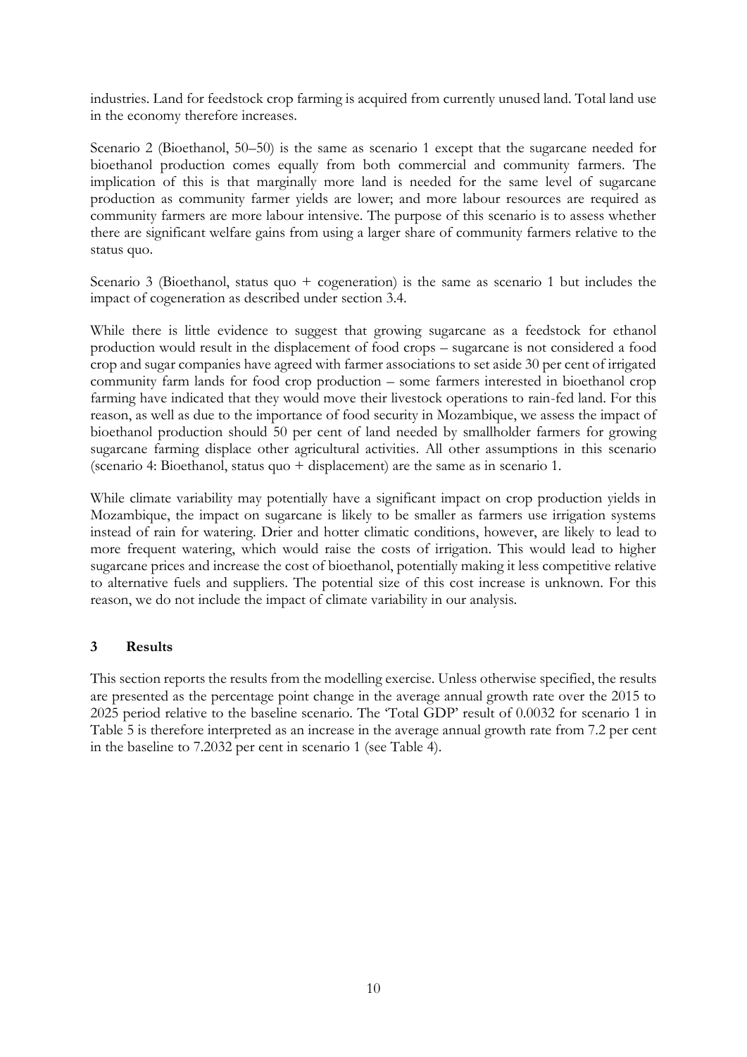industries. Land for feedstock crop farming is acquired from currently unused land. Total land use in the economy therefore increases.

Scenario 2 (Bioethanol, 50–50) is the same as scenario 1 except that the sugarcane needed for bioethanol production comes equally from both commercial and community farmers. The implication of this is that marginally more land is needed for the same level of sugarcane production as community farmer yields are lower; and more labour resources are required as community farmers are more labour intensive. The purpose of this scenario is to assess whether there are significant welfare gains from using a larger share of community farmers relative to the status quo.

Scenario 3 (Bioethanol, status quo + cogeneration) is the same as scenario 1 but includes the impact of cogeneration as described under section 3.4.

While there is little evidence to suggest that growing sugarcane as a feedstock for ethanol production would result in the displacement of food crops – sugarcane is not considered a food crop and sugar companies have agreed with farmer associations to set aside 30 per cent of irrigated community farm lands for food crop production – some farmers interested in bioethanol crop farming have indicated that they would move their livestock operations to rain-fed land. For this reason, as well as due to the importance of food security in Mozambique, we assess the impact of bioethanol production should 50 per cent of land needed by smallholder farmers for growing sugarcane farming displace other agricultural activities. All other assumptions in this scenario (scenario 4: Bioethanol, status quo + displacement) are the same as in scenario 1.

While climate variability may potentially have a significant impact on crop production yields in Mozambique, the impact on sugarcane is likely to be smaller as farmers use irrigation systems instead of rain for watering. Drier and hotter climatic conditions, however, are likely to lead to more frequent watering, which would raise the costs of irrigation. This would lead to higher sugarcane prices and increase the cost of bioethanol, potentially making it less competitive relative to alternative fuels and suppliers. The potential size of this cost increase is unknown. For this reason, we do not include the impact of climate variability in our analysis.

## 3 Results

This section reports the results from the modelling exercise. Unless otherwise specified, the results are presented as the percentage point change in the average annual growth rate over the 2015 to 2025 period relative to the baseline scenario. The 'Total GDP' result of 0.0032 for scenario 1 in Table 5 is therefore interpreted as an increase in the average annual growth rate from 7.2 per cent in the baseline to 7.2032 per cent in scenario 1 (see Table 4).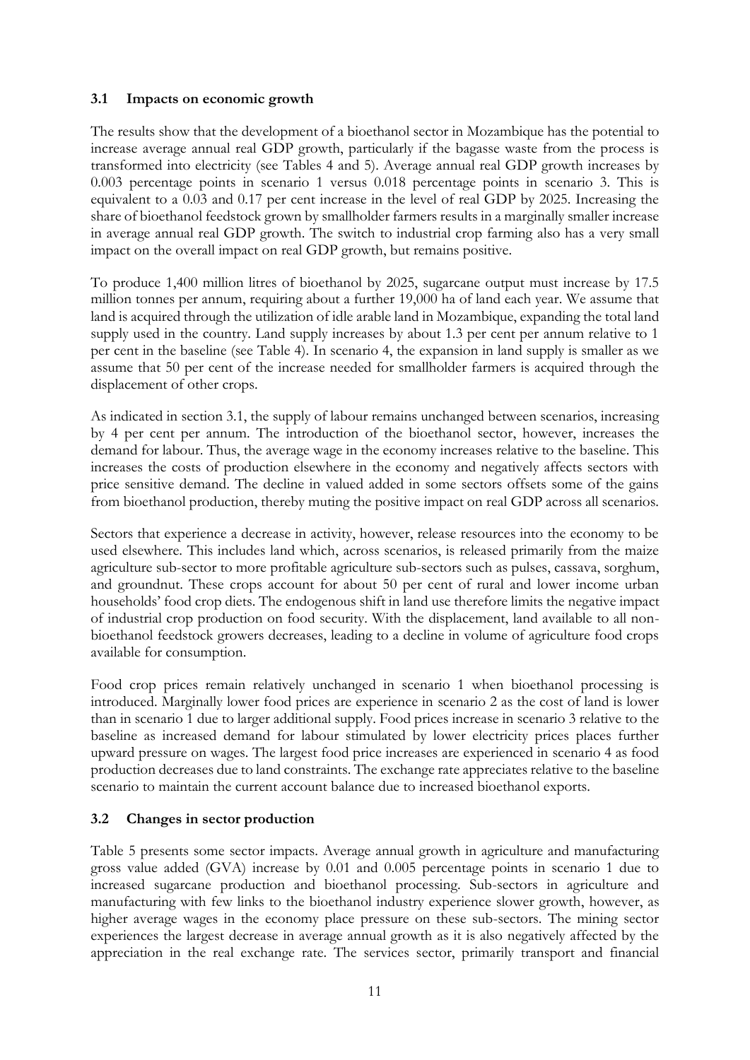### 3.1 Impacts on economic growth

The results show that the development of a bioethanol sector in Mozambique has the potential to increase average annual real GDP growth, particularly if the bagasse waste from the process is transformed into electricity (see Tables 4 and 5). Average annual real GDP growth increases by 0.003 percentage points in scenario 1 versus 0.018 percentage points in scenario 3. This is equivalent to a 0.03 and 0.17 per cent increase in the level of real GDP by 2025. Increasing the share of bioethanol feedstock grown by smallholder farmers results in a marginally smaller increase in average annual real GDP growth. The switch to industrial crop farming also has a very small impact on the overall impact on real GDP growth, but remains positive.

To produce 1,400 million litres of bioethanol by 2025, sugarcane output must increase by 17.5 million tonnes per annum, requiring about a further 19,000 ha of land each year. We assume that land is acquired through the utilization of idle arable land in Mozambique, expanding the total land supply used in the country. Land supply increases by about 1.3 per cent per annum relative to 1 per cent in the baseline (see Table 4). In scenario 4, the expansion in land supply is smaller as we assume that 50 per cent of the increase needed for smallholder farmers is acquired through the displacement of other crops.

As indicated in section 3.1, the supply of labour remains unchanged between scenarios, increasing by 4 per cent per annum. The introduction of the bioethanol sector, however, increases the demand for labour. Thus, the average wage in the economy increases relative to the baseline. This increases the costs of production elsewhere in the economy and negatively affects sectors with price sensitive demand. The decline in valued added in some sectors offsets some of the gains from bioethanol production, thereby muting the positive impact on real GDP across all scenarios.

Sectors that experience a decrease in activity, however, release resources into the economy to be used elsewhere. This includes land which, across scenarios, is released primarily from the maize agriculture sub-sector to more profitable agriculture sub-sectors such as pulses, cassava, sorghum, and groundnut. These crops account for about 50 per cent of rural and lower income urban households' food crop diets. The endogenous shift in land use therefore limits the negative impact of industrial crop production on food security. With the displacement, land available to all non-bioethanol feedstock growers decreases, leading to a decline in volume of agriculture food crops available for consumption.

Food crop prices remain relatively unchanged in scenario 1 when bioethanol processing is introduced. Marginally lower food prices are experience in scenario 2 as the cost of land is lower than in scenario 1 due to larger additional supply. Food prices increase in scenario 3 relative to the baseline as increased demand for labour stimulated by lower electricity prices places further upward pressure on wages. The largest food price increases are experienced in scenario 4 as food production decreases due to land constraints. The exchange rate appreciates relative to the baseline scenario to maintain the current account balance due to increased bioethanol exports.

### 3.2 Changes in sector production

Table 5 presents some sector impacts. Average annual growth in agriculture and manufacturing gross value added (GVA) increase by 0.01 and 0.005 percentage points in scenario 1 due to increased sugarcane production and bioethanol processing. Sub-sectors in agriculture and manufacturing with few links to the bioethanol industry experience slower growth, however, as higher average wages in the economy place pressure on these sub-sectors. The mining sector experiences the largest decrease in average annual growth as it is also negatively affected by the appreciation in the real exchange rate. The services sector, primarily transport and financial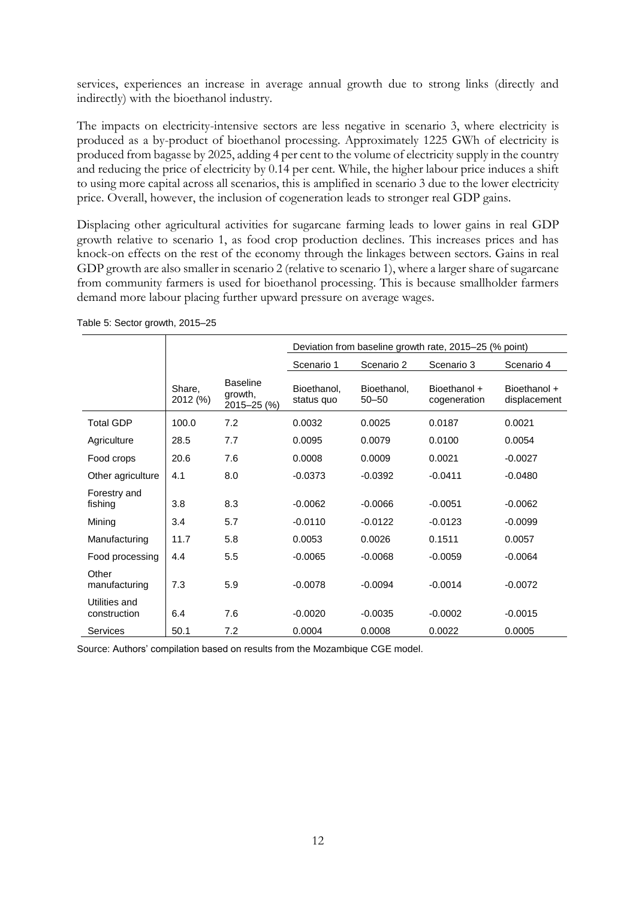services, experiences an increase in average annual growth due to strong links (directly and indirectly) with the bioethanol industry.

The impacts on electricity-intensive sectors are less negative in scenario 3, where electricity is produced as a by-product of bioethanol processing. Approximately 1225 GWh of electricity is produced from bagasse by 2025, adding 4 per cent to the volume of electricity supply in the country and reducing the price of electricity by 0.14 per cent. While, the higher labour price induces a shift to using more capital across all scenarios, this is amplified in scenario 3 due to the lower electricity price. Overall, however, the inclusion of cogeneration leads to stronger real GDP gains.

Displacing other agricultural activities for sugarcane farming leads to lower gains in real GDP growth relative to scenario 1, as food crop production declines. This increases prices and has knock-on effects on the rest of the economy through the linkages between sectors. Gains in real GDP growth are also smaller in scenario 2 (relative to scenario 1), where a larger share of sugarcane from community farmers is used for bioethanol processing. This is because smallholder farmers demand more labour placing further upward pressure on average wages.

Table 5: Sector growth, 2015–25

| | | | Deviation from baseline growth rate, 2015–25 (% point) | | | |
|---|---|---|---|---|---|---|
| | | | Scenario 1 | Scenario 2 | Scenario 3 | Scenario 4 |
| | Share, 2012 (%) | Baseline growth, 2015–25 (%) | Bioethanol, status quo | Bioethanol, 50–50 | Bioethanol + cogeneration | Bioethanol + displacement |
| Total GDP | 100.0 | 7.2 | 0.0032 | 0.0025 | 0.0187 | 0.0021 |
| Agriculture | 28.5 | 7.7 | 0.0095 | 0.0079 | 0.0100 | 0.0054 |
| Food crops | 20.6 | 7.6 | 0.0008 | 0.0009 | 0.0021 | -0.0027 |
| Other agriculture | 4.1 | 8.0 | -0.0373 | -0.0392 | -0.0411 | -0.0480 |
| Forestry and fishing | 3.8 | 8.3 | -0.0062 | -0.0066 | -0.0051 | -0.0062 |
| Mining | 3.4 | 5.7 | -0.0110 | -0.0122 | -0.0123 | -0.0099 |
| Manufacturing | 11.7 | 5.8 | 0.0053 | 0.0026 | 0.1511 | 0.0057 |
| Food processing | 4.4 | 5.5 | -0.0065 | -0.0068 | -0.0059 | -0.0064 |
| Other manufacturing | 7.3 | 5.9 | -0.0078 | -0.0094 | -0.0014 | -0.0072 |
| Utilities and construction | 6.4 | 7.6 | -0.0020 | -0.0035 | -0.0002 | -0.0015 |
| Services | 50.1 | 7.2 | 0.0004 | 0.0008 | 0.0022 | 0.0005 |

Source: Authors' compilation based on results from the Mozambique CGE model.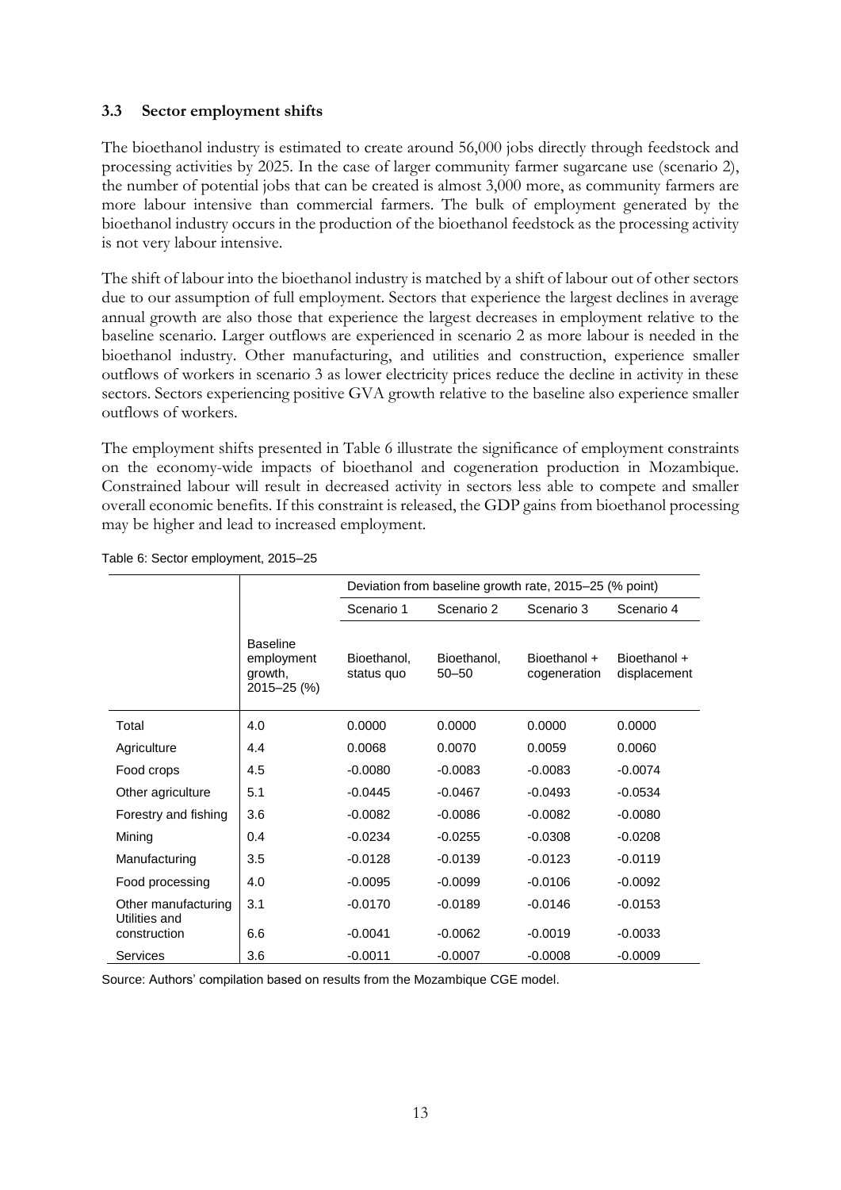### 3.3 Sector employment shifts

The bioethanol industry is estimated to create around 56,000 jobs directly through feedstock and processing activities by 2025. In the case of larger community farmer sugarcane use (scenario 2), the number of potential jobs that can be created is almost 3,000 more, as community farmers are more labour intensive than commercial farmers. The bulk of employment generated by the bioethanol industry occurs in the production of the bioethanol feedstock as the processing activity is not very labour intensive.

The shift of labour into the bioethanol industry is matched by a shift of labour out of other sectors due to our assumption of full employment. Sectors that experience the largest declines in average annual growth are also those that experience the largest decreases in employment relative to the baseline scenario. Larger outflows are experienced in scenario 2 as more labour is needed in the bioethanol industry. Other manufacturing, and utilities and construction, experience smaller outflows of workers in scenario 3 as lower electricity prices reduce the decline in activity in these sectors. Sectors experiencing positive GVA growth relative to the baseline also experience smaller outflows of workers.

The employment shifts presented in Table 6 illustrate the significance of employment constraints on the economy-wide impacts of bioethanol and cogeneration production in Mozambique. Constrained labour will result in decreased activity in sectors less able to compete and smaller overall economic benefits. If this constraint is released, the GDP gains from bioethanol processing may be higher and lead to increased employment.

Table 6: Sector employment, 2015–25

| | | Deviation from baseline growth rate, 2015–25 (% point) | | | |
|---|---|---|---|---|---|
| | | Scenario 1 | Scenario 2 | Scenario 3 | Scenario 4 |
| | Baseline employment growth, 2015–25 (%) | Bioethanol, status quo | Bioethanol, 50–50 | Bioethanol + cogeneration | Bioethanol + displacement |
| Total | 4.0 | 0.0000 | 0.0000 | 0.0000 | 0.0000 |
| Agriculture | 4.4 | 0.0068 | 0.0070 | 0.0059 | 0.0060 |
| Food crops | 4.5 | -0.0080 | -0.0083 | -0.0083 | -0.0074 |
| Other agriculture | 5.1 | -0.0445 | -0.0467 | -0.0493 | -0.0534 |
| Forestry and fishing | 3.6 | -0.0082 | -0.0086 | -0.0082 | -0.0080 |
| Mining | 0.4 | -0.0234 | -0.0255 | -0.0308 | -0.0208 |
| Manufacturing | 3.5 | -0.0128 | -0.0139 | -0.0123 | -0.0119 |
| Food processing | 4.0 | -0.0095 | -0.0099 | -0.0106 | -0.0092 |
| Other manufacturing | 3.1 | -0.0170 | -0.0189 | -0.0146 | -0.0153 |
| Utilities and construction | 6.6 | -0.0041 | -0.0062 | -0.0019 | -0.0033 |
| Services | 3.6 | -0.0011 | -0.0007 | -0.0008 | -0.0009 |

Source: Authors' compilation based on results from the Mozambique CGE model.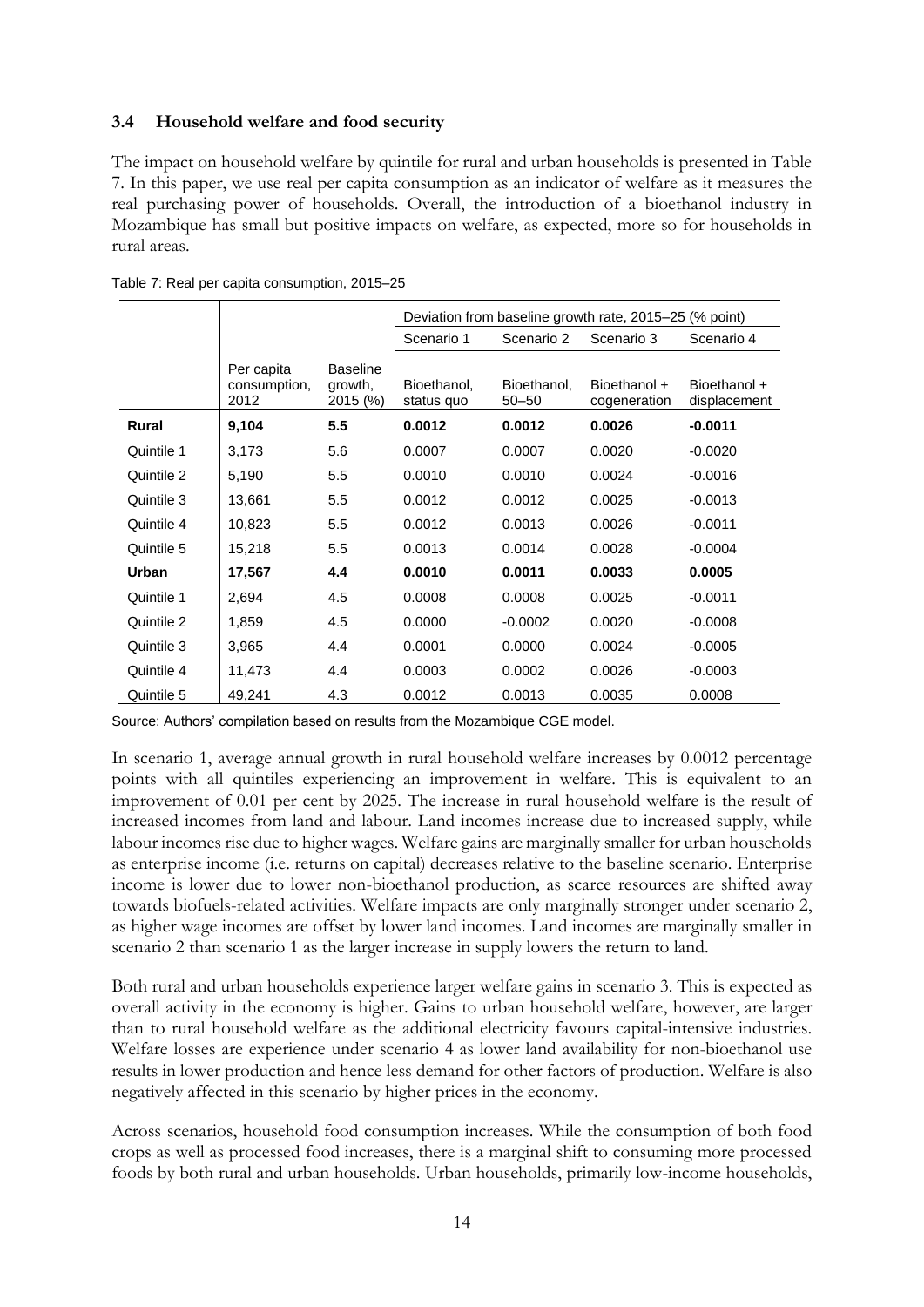### 3.4 Household welfare and food security

The impact on household welfare by quintile for rural and urban households is presented in Table 7. In this paper, we use real per capita consumption as an indicator of welfare as it measures the real purchasing power of households. Overall, the introduction of a bioethanol industry in Mozambique has small but positive impacts on welfare, as expected, more so for households in rural areas.

Table 7: Real per capita consumption, 2015–25

| | | | Deviation from baseline growth rate, 2015–25 (% point) | | | |
|---|---|---|---|---|---|---|
| | | | Scenario 1 | Scenario 2 | Scenario 3 | Scenario 4 |
| | Per capita consumption, 2012 | Baseline growth, 2015 (%) | Bioethanol, status quo | Bioethanol, 50–50 | Bioethanol + cogeneration | Bioethanol + displacement |
| **Rural** | **9,104** | **5.5** | **0.0012** | **0.0012** | **0.0026** | **-0.0011** |
| Quintile 1 | 3,173 | 5.6 | 0.0007 | 0.0007 | 0.0020 | -0.0020 |
| Quintile 2 | 5,190 | 5.5 | 0.0010 | 0.0010 | 0.0024 | -0.0016 |
| Quintile 3 | 13,661 | 5.5 | 0.0012 | 0.0012 | 0.0025 | -0.0013 |
| Quintile 4 | 10,823 | 5.5 | 0.0012 | 0.0013 | 0.0026 | -0.0011 |
| Quintile 5 | 15,218 | 5.5 | 0.0013 | 0.0014 | 0.0028 | -0.0004 |
| **Urban** | **17,567** | **4.4** | **0.0010** | **0.0011** | **0.0033** | **0.0005** |
| Quintile 1 | 2,694 | 4.5 | 0.0008 | 0.0008 | 0.0025 | -0.0011 |
| Quintile 2 | 1,859 | 4.5 | 0.0000 | -0.0002 | 0.0020 | -0.0008 |
| Quintile 3 | 3,965 | 4.4 | 0.0001 | 0.0000 | 0.0024 | -0.0005 |
| Quintile 4 | 11,473 | 4.4 | 0.0003 | 0.0002 | 0.0026 | -0.0003 |
| Quintile 5 | 49,241 | 4.3 | 0.0012 | 0.0013 | 0.0035 | 0.0008 |

Source: Authors' compilation based on results from the Mozambique CGE model.

In scenario 1, average annual growth in rural household welfare increases by 0.0012 percentage points with all quintiles experiencing an improvement in welfare. This is equivalent to an improvement of 0.01 per cent by 2025. The increase in rural household welfare is the result of increased incomes from land and labour. Land incomes increase due to increased supply, while labour incomes rise due to higher wages. Welfare gains are marginally smaller for urban households as enterprise income (i.e. returns on capital) decreases relative to the baseline scenario. Enterprise income is lower due to lower non-bioethanol production, as scarce resources are shifted away towards biofuels-related activities. Welfare impacts are only marginally stronger under scenario 2, as higher wage incomes are offset by lower land incomes. Land incomes are marginally smaller in scenario 2 than scenario 1 as the larger increase in supply lowers the return to land.

Both rural and urban households experience larger welfare gains in scenario 3. This is expected as overall activity in the economy is higher. Gains to urban household welfare, however, are larger than to rural household welfare as the additional electricity favours capital-intensive industries. Welfare losses are experience under scenario 4 as lower land availability for non-bioethanol use results in lower production and hence less demand for other factors of production. Welfare is also negatively affected in this scenario by higher prices in the economy.

Across scenarios, household food consumption increases. While the consumption of both food crops as well as processed food increases, there is a marginal shift to consuming more processed foods by both rural and urban households. Urban households, primarily low-income households,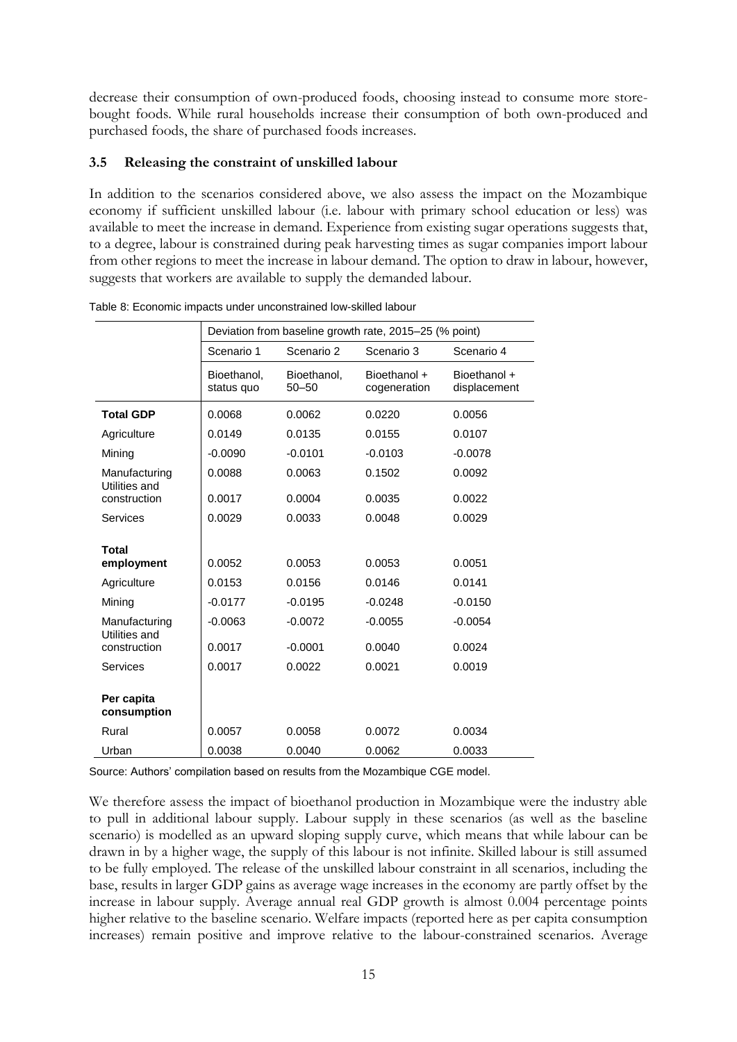decrease their consumption of own-produced foods, choosing instead to consume more store-bought foods. While rural households increase their consumption of both own-produced and purchased foods, the share of purchased foods increases.

### 3.5 Releasing the constraint of unskilled labour

In addition to the scenarios considered above, we also assess the impact on the Mozambique economy if sufficient unskilled labour (i.e. labour with primary school education or less) was available to meet the increase in demand. Experience from existing sugar operations suggests that, to a degree, labour is constrained during peak harvesting times as sugar companies import labour from other regions to meet the increase in labour demand. The option to draw in labour, however, suggests that workers are available to supply the demanded labour.

Table 8: Economic impacts under unconstrained low-skilled labour

| | Deviation from baseline growth rate, 2015–25 (% point) | | | |
|---|---|---|---|---|
| | Scenario 1 | Scenario 2 | Scenario 3 | Scenario 4 |
| | Bioethanol, status quo | Bioethanol, 50–50 | Bioethanol + cogeneration | Bioethanol + displacement |
| **Total GDP** | 0.0068 | 0.0062 | 0.0220 | 0.0056 |
| Agriculture | 0.0149 | 0.0135 | 0.0155 | 0.0107 |
| Mining | -0.0090 | -0.0101 | -0.0103 | -0.0078 |
| Manufacturing | 0.0088 | 0.0063 | 0.1502 | 0.0092 |
| Utilities and construction | 0.0017 | 0.0004 | 0.0035 | 0.0022 |
| Services | 0.0029 | 0.0033 | 0.0048 | 0.0029 |
| **Total employment** | 0.0052 | 0.0053 | 0.0053 | 0.0051 |
| Agriculture | 0.0153 | 0.0156 | 0.0146 | 0.0141 |
| Mining | -0.0177 | -0.0195 | -0.0248 | -0.0150 |
| Manufacturing | -0.0063 | -0.0072 | -0.0055 | -0.0054 |
| Utilities and construction | 0.0017 | -0.0001 | 0.0040 | 0.0024 |
| Services | 0.0017 | 0.0022 | 0.0021 | 0.0019 |
| **Per capita consumption** | | | | |
| Rural | 0.0057 | 0.0058 | 0.0072 | 0.0034 |
| Urban | 0.0038 | 0.0040 | 0.0062 | 0.0033 |

Source: Authors' compilation based on results from the Mozambique CGE model.

We therefore assess the impact of bioethanol production in Mozambique were the industry able to pull in additional labour supply. Labour supply in these scenarios (as well as the baseline scenario) is modelled as an upward sloping supply curve, which means that while labour can be drawn in by a higher wage, the supply of this labour is not infinite. Skilled labour is still assumed to be fully employed. The release of the unskilled labour constraint in all scenarios, including the base, results in larger GDP gains as average wage increases in the economy are partly offset by the increase in labour supply. Average annual real GDP growth is almost 0.004 percentage points higher relative to the baseline scenario. Welfare impacts (reported here as per capita consumption increases) remain positive and improve relative to the labour-constrained scenarios. Average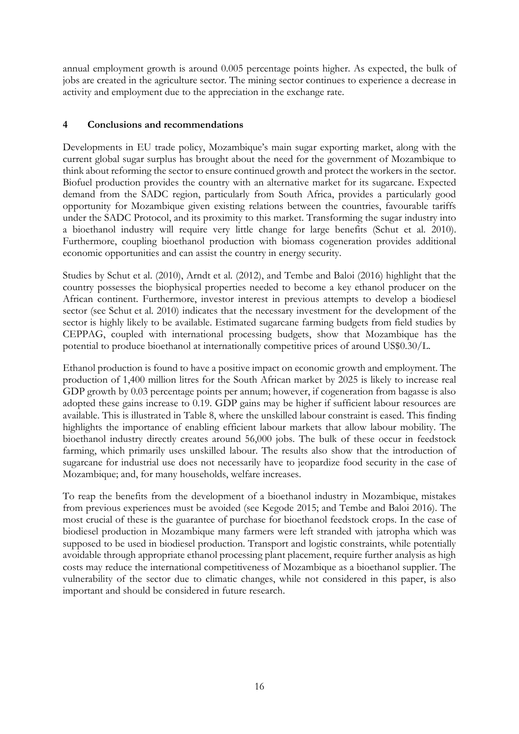annual employment growth is around 0.005 percentage points higher. As expected, the bulk of jobs are created in the agriculture sector. The mining sector continues to experience a decrease in activity and employment due to the appreciation in the exchange rate.

## 4 Conclusions and recommendations

Developments in EU trade policy, Mozambique's main sugar exporting market, along with the current global sugar surplus has brought about the need for the government of Mozambique to think about reforming the sector to ensure continued growth and protect the workers in the sector. Biofuel production provides the country with an alternative market for its sugarcane. Expected demand from the SADC region, particularly from South Africa, provides a particularly good opportunity for Mozambique given existing relations between the countries, favourable tariffs under the SADC Protocol, and its proximity to this market. Transforming the sugar industry into a bioethanol industry will require very little change for large benefits (Schut et al. 2010). Furthermore, coupling bioethanol production with biomass cogeneration provides additional economic opportunities and can assist the country in energy security.

Studies by Schut et al. (2010), Arndt et al. (2012), and Tembe and Baloi (2016) highlight that the country possesses the biophysical properties needed to become a key ethanol producer on the African continent. Furthermore, investor interest in previous attempts to develop a biodiesel sector (see Schut et al. 2010) indicates that the necessary investment for the development of the sector is highly likely to be available. Estimated sugarcane farming budgets from field studies by CEPPAG, coupled with international processing budgets, show that Mozambique has the potential to produce bioethanol at internationally competitive prices of around US$0.30/L.

Ethanol production is found to have a positive impact on economic growth and employment. The production of 1,400 million litres for the South African market by 2025 is likely to increase real GDP growth by 0.03 percentage points per annum; however, if cogeneration from bagasse is also adopted these gains increase to 0.19. GDP gains may be higher if sufficient labour resources are available. This is illustrated in Table 8, where the unskilled labour constraint is eased. This finding highlights the importance of enabling efficient labour markets that allow labour mobility. The bioethanol industry directly creates around 56,000 jobs. The bulk of these occur in feedstock farming, which primarily uses unskilled labour. The results also show that the introduction of sugarcane for industrial use does not necessarily have to jeopardize food security in the case of Mozambique; and, for many households, welfare increases.

To reap the benefits from the development of a bioethanol industry in Mozambique, mistakes from previous experiences must be avoided (see Kegode 2015; and Tembe and Baloi 2016). The most crucial of these is the guarantee of purchase for bioethanol feedstock crops. In the case of biodiesel production in Mozambique many farmers were left stranded with jatropha which was supposed to be used in biodiesel production. Transport and logistic constraints, while potentially avoidable through appropriate ethanol processing plant placement, require further analysis as high costs may reduce the international competitiveness of Mozambique as a bioethanol supplier. The vulnerability of the sector due to climatic changes, while not considered in this paper, is also important and should be considered in future research.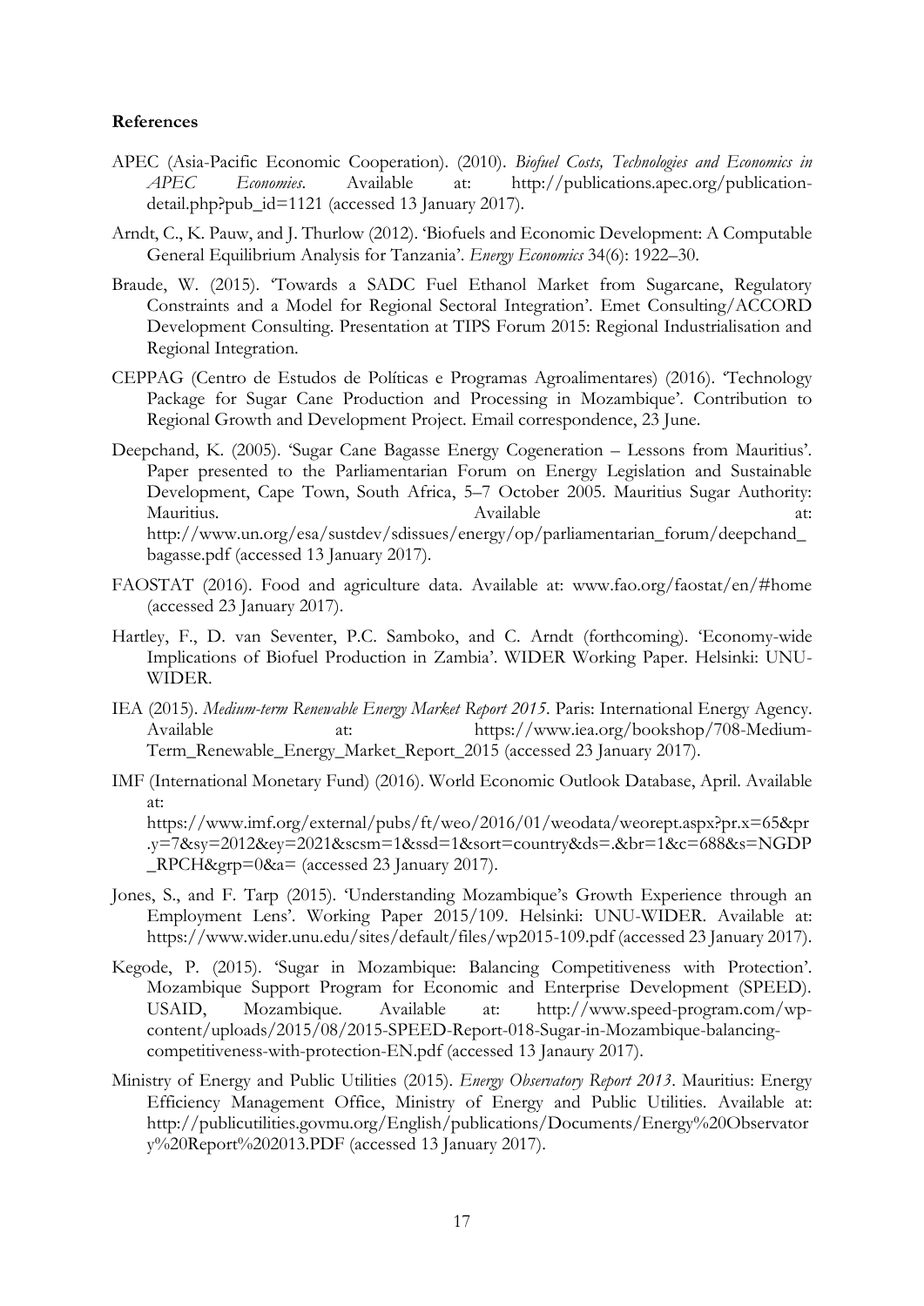**References**

APEC (Asia-Pacific Economic Cooperation). (2010). *Biofuel Costs, Technologies and Economics in APEC Economies*. Available at: http://publications.apec.org/publication-detail.php?pub_id=1121 (accessed 13 January 2017).

Arndt, C., K. Pauw, and J. Thurlow (2012). 'Biofuels and Economic Development: A Computable General Equilibrium Analysis for Tanzania'. *Energy Economics* 34(6): 1922–30.

Braude, W. (2015). 'Towards a SADC Fuel Ethanol Market from Sugarcane, Regulatory Constraints and a Model for Regional Sectoral Integration'. Emet Consulting/ACCORD Development Consulting. Presentation at TIPS Forum 2015: Regional Industrialisation and Regional Integration.

CEPPAG (Centro de Estudos de Políticas e Programas Agroalimentares) (2016). 'Technology Package for Sugar Cane Production and Processing in Mozambique'. Contribution to Regional Growth and Development Project. Email correspondence, 23 June.

Deepchand, K. (2005). 'Sugar Cane Bagasse Energy Cogeneration – Lessons from Mauritius'. Paper presented to the Parliamentarian Forum on Energy Legislation and Sustainable Development, Cape Town, South Africa, 5–7 October 2005. Mauritius Sugar Authority: Mauritius. Available at: http://www.un.org/esa/sustdev/sdissues/energy/op/parliamentarian_forum/deepchand_bagasse.pdf (accessed 13 January 2017).

FAOSTAT (2016). Food and agriculture data. Available at: www.fao.org/faostat/en/#home (accessed 23 January 2017).

Hartley, F., D. van Seventer, P.C. Samboko, and C. Arndt (forthcoming). 'Economy-wide Implications of Biofuel Production in Zambia'. WIDER Working Paper. Helsinki: UNU-WIDER.

IEA (2015). *Medium-term Renewable Energy Market Report 2015*. Paris: International Energy Agency. Available at: https://www.iea.org/bookshop/708-Medium-Term_Renewable_Energy_Market_Report_2015 (accessed 23 January 2017).

IMF (International Monetary Fund) (2016). World Economic Outlook Database, April. Available at: https://www.imf.org/external/pubs/ft/weo/2016/01/weodata/weorept.aspx?pr.x=65&pr.y=7&sy=2012&ey=2021&scsm=1&ssd=1&sort=country&ds=.&br=1&c=688&s=NGDP_RPCH&grp=0&a= (accessed 23 January 2017).

Jones, S., and F. Tarp (2015). 'Understanding Mozambique's Growth Experience through an Employment Lens'. Working Paper 2015/109. Helsinki: UNU-WIDER. Available at: https://www.wider.unu.edu/sites/default/files/wp2015-109.pdf (accessed 23 January 2017).

Kegode, P. (2015). 'Sugar in Mozambique: Balancing Competitiveness with Protection'. Mozambique Support Program for Economic and Enterprise Development (SPEED). USAID, Mozambique. Available at: http://www.speed-program.com/wp-content/uploads/2015/08/2015-SPEED-Report-018-Sugar-in-Mozambique-balancing-competitiveness-with-protection-EN.pdf (accessed 13 Janaury 2017).

Ministry of Energy and Public Utilities (2015). *Energy Observatory Report 2013*. Mauritius: Energy Efficiency Management Office, Ministry of Energy and Public Utilities. Available at: http://publicutilities.govmu.org/English/publications/Documents/Energy%20Observatory%20Report%202013.PDF (accessed 13 January 2017).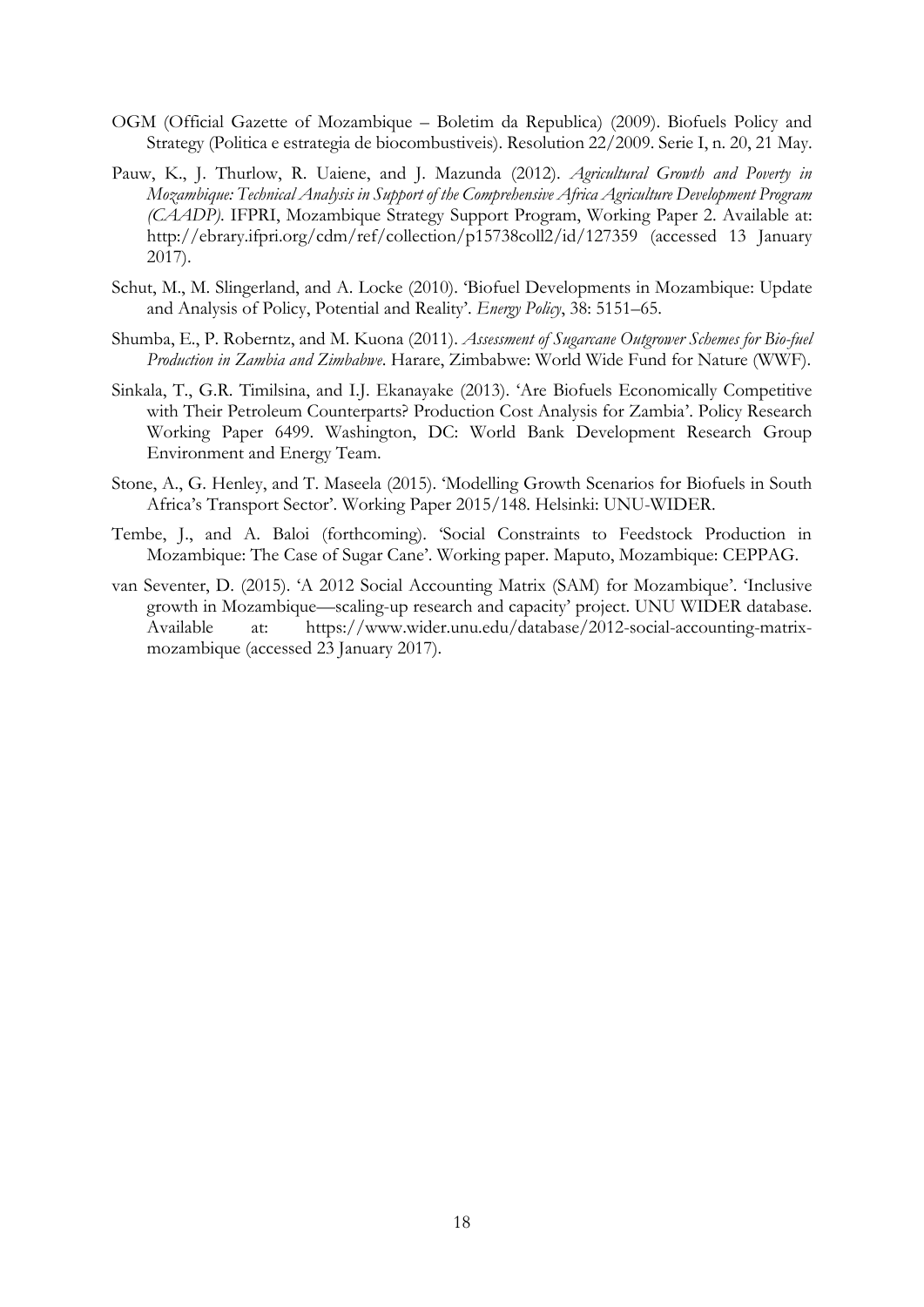OGM (Official Gazette of Mozambique – Boletim da Republica) (2009). Biofuels Policy and Strategy (Politica e estrategia de biocombustiveis). Resolution 22/2009. Serie I, n. 20, 21 May.

Pauw, K., J. Thurlow, R. Uaiene, and J. Mazunda (2012). *Agricultural Growth and Poverty in Mozambique: Technical Analysis in Support of the Comprehensive Africa Agriculture Development Program (CAADP)*. IFPRI, Mozambique Strategy Support Program, Working Paper 2. Available at: http://ebrary.ifpri.org/cdm/ref/collection/p15738coll2/id/127359 (accessed 13 January 2017).

Schut, M., M. Slingerland, and A. Locke (2010). 'Biofuel Developments in Mozambique: Update and Analysis of Policy, Potential and Reality'. *Energy Policy*, 38: 5151–65.

Shumba, E., P. Roberntz, and M. Kuona (2011). *Assessment of Sugarcane Outgrower Schemes for Bio-fuel Production in Zambia and Zimbabwe*. Harare, Zimbabwe: World Wide Fund for Nature (WWF).

Sinkala, T., G.R. Timilsina, and I.J. Ekanayake (2013). 'Are Biofuels Economically Competitive with Their Petroleum Counterparts? Production Cost Analysis for Zambia'. Policy Research Working Paper 6499. Washington, DC: World Bank Development Research Group Environment and Energy Team.

Stone, A., G. Henley, and T. Maseela (2015). 'Modelling Growth Scenarios for Biofuels in South Africa's Transport Sector'. Working Paper 2015/148. Helsinki: UNU-WIDER.

Tembe, J., and A. Baloi (forthcoming). 'Social Constraints to Feedstock Production in Mozambique: The Case of Sugar Cane'. Working paper. Maputo, Mozambique: CEPPAG.

van Seventer, D. (2015). 'A 2012 Social Accounting Matrix (SAM) for Mozambique'. 'Inclusive growth in Mozambique—scaling-up research and capacity' project. UNU WIDER database. Available at: https://www.wider.unu.edu/database/2012-social-accounting-matrix-mozambique (accessed 23 January 2017).